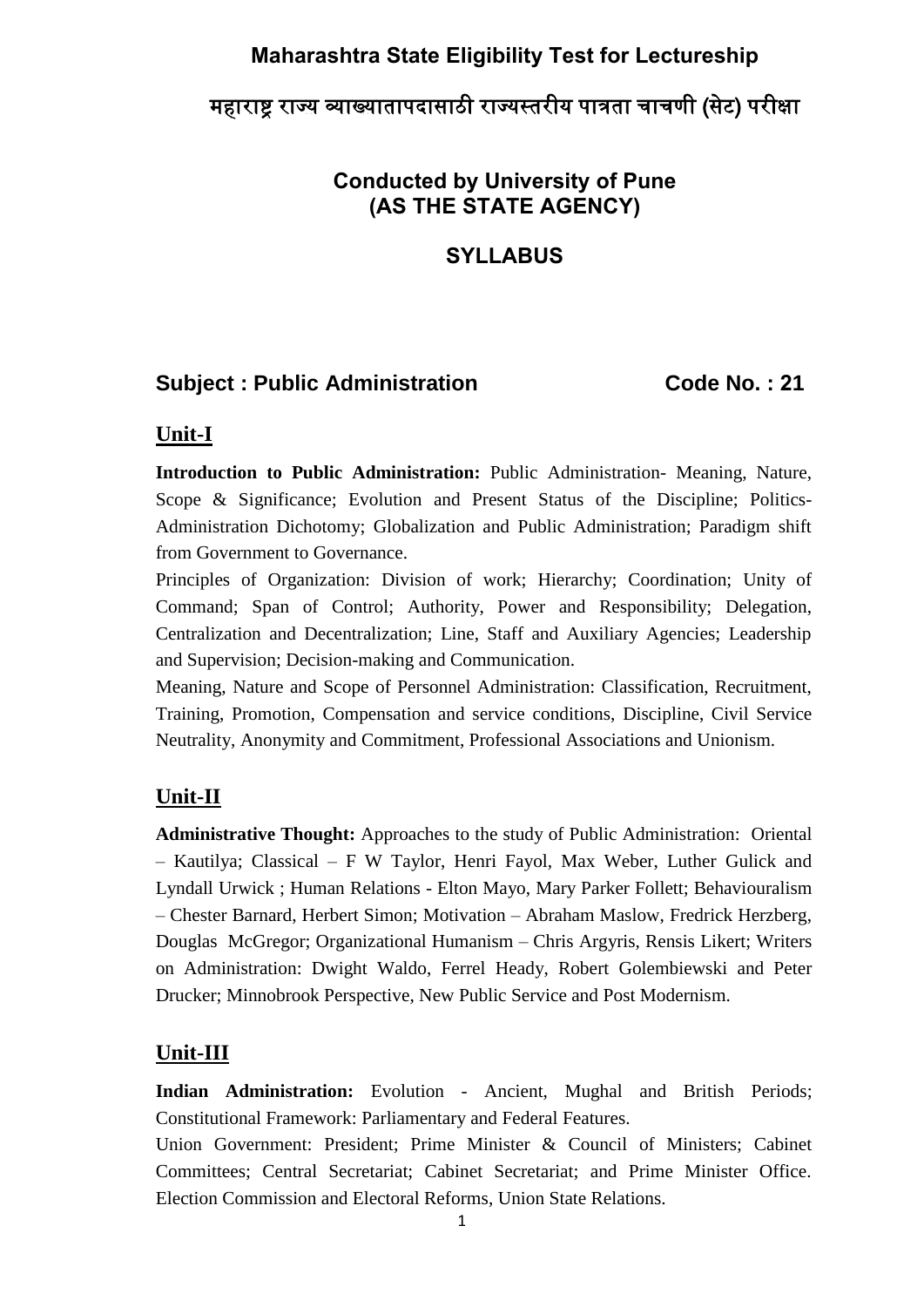# Maharashtra State Eligibility Test for Lectureship

## महाराष्ट्र राज्य व्याख्यातापदासाठी राज्यस्तरीय पात्रता चाचणी (सेट) परीक्षा

### Conducted by University of Pune
### (AS THE STATE AGENCY)

### SYLLABUS

## Subject : Public Administration — Code No. : 21

## Unit-I

**Introduction to Public Administration:** Public Administration- Meaning, Nature, Scope & Significance; Evolution and Present Status of the Discipline; Politics-Administration Dichotomy; Globalization and Public Administration; Paradigm shift from Government to Governance.

Principles of Organization: Division of work; Hierarchy; Coordination; Unity of Command; Span of Control; Authority, Power and Responsibility; Delegation, Centralization and Decentralization; Line, Staff and Auxiliary Agencies; Leadership and Supervision; Decision-making and Communication.

Meaning, Nature and Scope of Personnel Administration: Classification, Recruitment, Training, Promotion, Compensation and service conditions, Discipline, Civil Service Neutrality, Anonymity and Commitment, Professional Associations and Unionism.

## Unit-II

**Administrative Thought:** Approaches to the study of Public Administration: Oriental – Kautilya; Classical – F W Taylor, Henri Fayol, Max Weber, Luther Gulick and Lyndall Urwick ; Human Relations - Elton Mayo, Mary Parker Follett; Behaviouralism – Chester Barnard, Herbert Simon; Motivation – Abraham Maslow, Fredrick Herzberg, Douglas McGregor; Organizational Humanism – Chris Argyris, Rensis Likert; Writers on Administration: Dwight Waldo, Ferrel Heady, Robert Golembiewski and Peter Drucker; Minnobrook Perspective, New Public Service and Post Modernism.

## Unit-III

**Indian Administration:** Evolution - Ancient, Mughal and British Periods; Constitutional Framework: Parliamentary and Federal Features.

Union Government: President; Prime Minister & Council of Ministers; Cabinet Committees; Central Secretariat; Cabinet Secretariat; and Prime Minister Office. Election Commission and Electoral Reforms, Union State Relations.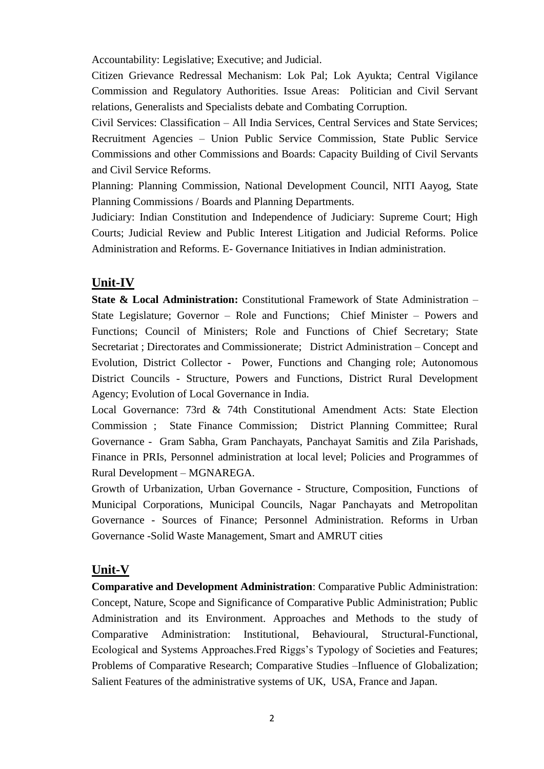Accountability: Legislative; Executive; and Judicial.

Citizen Grievance Redressal Mechanism: Lok Pal; Lok Ayukta; Central Vigilance Commission and Regulatory Authorities. Issue Areas: Politician and Civil Servant relations, Generalists and Specialists debate and Combating Corruption.

Civil Services: Classification – All India Services, Central Services and State Services; Recruitment Agencies – Union Public Service Commission, State Public Service Commissions and other Commissions and Boards: Capacity Building of Civil Servants and Civil Service Reforms.

Planning: Planning Commission, National Development Council, NITI Aayog, State Planning Commissions / Boards and Planning Departments.

Judiciary: Indian Constitution and Independence of Judiciary: Supreme Court; High Courts; Judicial Review and Public Interest Litigation and Judicial Reforms. Police Administration and Reforms. E- Governance Initiatives in Indian administration.

## Unit-IV

**State & Local Administration:** Constitutional Framework of State Administration – State Legislature; Governor – Role and Functions; Chief Minister – Powers and Functions; Council of Ministers; Role and Functions of Chief Secretary; State Secretariat ; Directorates and Commissionerate; District Administration – Concept and Evolution, District Collector - Power, Functions and Changing role; Autonomous District Councils - Structure, Powers and Functions, District Rural Development Agency; Evolution of Local Governance in India.

Local Governance: 73rd & 74th Constitutional Amendment Acts: State Election Commission ; State Finance Commission; District Planning Committee; Rural Governance - Gram Sabha, Gram Panchayats, Panchayat Samitis and Zila Parishads, Finance in PRIs, Personnel administration at local level; Policies and Programmes of Rural Development – MGNAREGA.

Growth of Urbanization, Urban Governance - Structure, Composition, Functions of Municipal Corporations, Municipal Councils, Nagar Panchayats and Metropolitan Governance - Sources of Finance; Personnel Administration. Reforms in Urban Governance -Solid Waste Management, Smart and AMRUT cities

## Unit-V

**Comparative and Development Administration**: Comparative Public Administration: Concept, Nature, Scope and Significance of Comparative Public Administration; Public Administration and its Environment. Approaches and Methods to the study of Comparative Administration: Institutional, Behavioural, Structural-Functional, Ecological and Systems Approaches.Fred Riggs's Typology of Societies and Features; Problems of Comparative Research; Comparative Studies –Influence of Globalization; Salient Features of the administrative systems of UK, USA, France and Japan.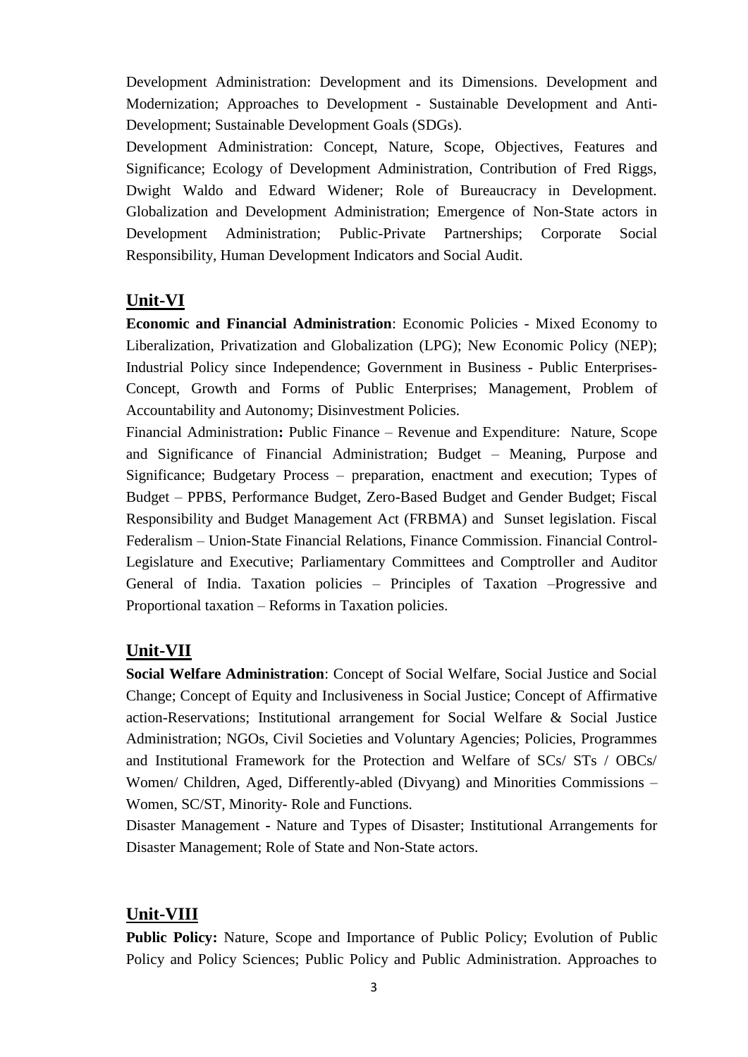Development Administration: Development and its Dimensions. Development and Modernization; Approaches to Development - Sustainable Development and Anti-Development; Sustainable Development Goals (SDGs).

Development Administration: Concept, Nature, Scope, Objectives, Features and Significance; Ecology of Development Administration, Contribution of Fred Riggs, Dwight Waldo and Edward Widener; Role of Bureaucracy in Development. Globalization and Development Administration; Emergence of Non-State actors in Development Administration; Public-Private Partnerships; Corporate Social Responsibility, Human Development Indicators and Social Audit.

## Unit-VI

**Economic and Financial Administration**: Economic Policies - Mixed Economy to Liberalization, Privatization and Globalization (LPG); New Economic Policy (NEP); Industrial Policy since Independence; Government in Business - Public Enterprises- Concept, Growth and Forms of Public Enterprises; Management, Problem of Accountability and Autonomy; Disinvestment Policies.

Financial Administration**:** Public Finance – Revenue and Expenditure: Nature, Scope and Significance of Financial Administration; Budget – Meaning, Purpose and Significance; Budgetary Process – preparation, enactment and execution; Types of Budget – PPBS, Performance Budget, Zero-Based Budget and Gender Budget; Fiscal Responsibility and Budget Management Act (FRBMA) and Sunset legislation. Fiscal Federalism – Union-State Financial Relations, Finance Commission. Financial Control-Legislature and Executive; Parliamentary Committees and Comptroller and Auditor General of India. Taxation policies – Principles of Taxation –Progressive and Proportional taxation – Reforms in Taxation policies.

## Unit-VII

**Social Welfare Administration**: Concept of Social Welfare, Social Justice and Social Change; Concept of Equity and Inclusiveness in Social Justice; Concept of Affirmative action-Reservations; Institutional arrangement for Social Welfare & Social Justice Administration; NGOs, Civil Societies and Voluntary Agencies; Policies, Programmes and Institutional Framework for the Protection and Welfare of SCs/ STs / OBCs/ Women/ Children, Aged, Differently-abled (Divyang) and Minorities Commissions – Women, SC/ST, Minority- Role and Functions.

Disaster Management - Nature and Types of Disaster; Institutional Arrangements for Disaster Management; Role of State and Non-State actors.

## Unit-VIII

**Public Policy:** Nature, Scope and Importance of Public Policy; Evolution of Public Policy and Policy Sciences; Public Policy and Public Administration. Approaches to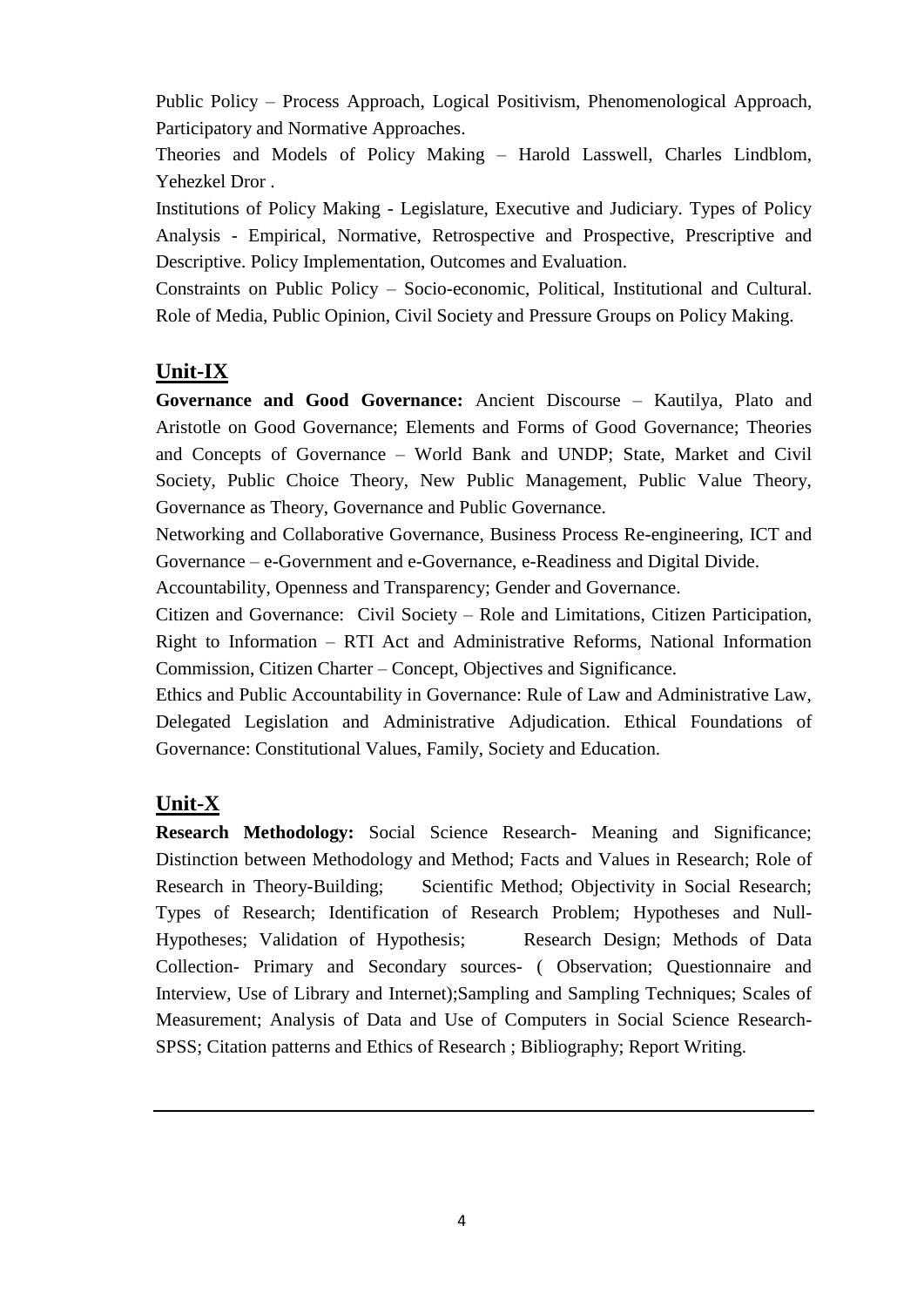Public Policy – Process Approach, Logical Positivism, Phenomenological Approach, Participatory and Normative Approaches.

Theories and Models of Policy Making – Harold Lasswell, Charles Lindblom, Yehezkel Dror .

Institutions of Policy Making - Legislature, Executive and Judiciary. Types of Policy Analysis - Empirical, Normative, Retrospective and Prospective, Prescriptive and Descriptive. Policy Implementation, Outcomes and Evaluation.

Constraints on Public Policy – Socio-economic, Political, Institutional and Cultural. Role of Media, Public Opinion, Civil Society and Pressure Groups on Policy Making.

## Unit-IX

**Governance and Good Governance:** Ancient Discourse – Kautilya, Plato and Aristotle on Good Governance; Elements and Forms of Good Governance; Theories and Concepts of Governance – World Bank and UNDP; State, Market and Civil Society, Public Choice Theory, New Public Management, Public Value Theory, Governance as Theory, Governance and Public Governance.

Networking and Collaborative Governance, Business Process Re-engineering, ICT and Governance – e-Government and e-Governance, e-Readiness and Digital Divide.

Accountability, Openness and Transparency; Gender and Governance.

Citizen and Governance: Civil Society – Role and Limitations, Citizen Participation, Right to Information – RTI Act and Administrative Reforms, National Information Commission, Citizen Charter – Concept, Objectives and Significance.

Ethics and Public Accountability in Governance: Rule of Law and Administrative Law, Delegated Legislation and Administrative Adjudication. Ethical Foundations of Governance: Constitutional Values, Family, Society and Education.

## Unit-X

**Research Methodology:** Social Science Research- Meaning and Significance; Distinction between Methodology and Method; Facts and Values in Research; Role of Research in Theory-Building; Scientific Method; Objectivity in Social Research; Types of Research; Identification of Research Problem; Hypotheses and Null-Hypotheses; Validation of Hypothesis; Research Design; Methods of Data Collection- Primary and Secondary sources- ( Observation; Questionnaire and Interview, Use of Library and Internet);Sampling and Sampling Techniques; Scales of Measurement; Analysis of Data and Use of Computers in Social Science Research-SPSS; Citation patterns and Ethics of Research ; Bibliography; Report Writing.